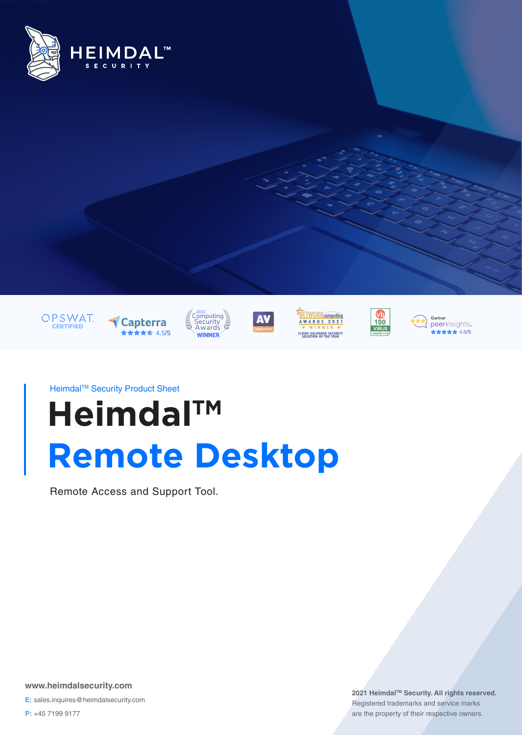HEIMDAL™ SECURITY

OPSWAT. CERTIFIED | Capterra 4.5/5 | 2021 Computing Security Awards WINNER | AV comparatives | NETWORK computing AWARDS 2021 WINNER CLOUD DELIVERED SECURITY SOLUTION OF THE YEAR | vb 100 VIRUS | Gartner peerinsights. 4.8/5

Heimdal™ Security Product Sheet

# Heimdal™ Remote Desktop

Remote Access and Support Tool.

**www.heimdalsecurity.com**

**E:** sales.inquires@heimdalsecurity.com

**P:** +45 7199 9177

**2021 Heimdal™ Security. All rights reserved.**
Registered trademarks and service marks are the property of their respective owners.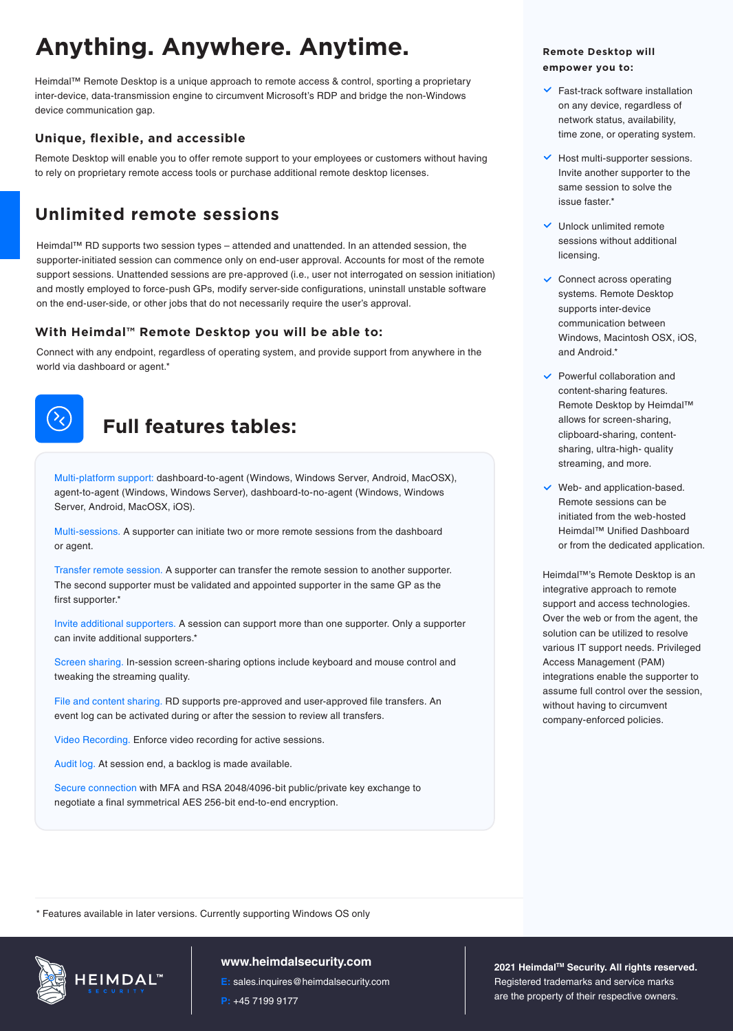# Anything. Anywhere. Anytime.

Heimdal™ Remote Desktop is a unique approach to remote access & control, sporting a proprietary inter-device, data-transmission engine to circumvent Microsoft's RDP and bridge the non-Windows device communication gap.

### Unique, flexible, and accessible

Remote Desktop will enable you to offer remote support to your employees or customers without having to rely on proprietary remote access tools or purchase additional remote desktop licenses.

## Unlimited remote sessions

Heimdal™ RD supports two session types – attended and unattended. In an attended session, the supporter-initiated session can commence only on end-user approval. Accounts for most of the remote support sessions. Unattended sessions are pre-approved (i.e., user not interrogated on session initiation) and mostly employed to force-push GPs, modify server-side configurations, uninstall unstable software on the end-user-side, or other jobs that do not necessarily require the user's approval.

### With Heimdal™ Remote Desktop you will be able to:

Connect with any endpoint, regardless of operating system, and provide support from anywhere in the world via dashboard or agent.*

## Full features tables:

Multi-platform support: dashboard-to-agent (Windows, Windows Server, Android, MacOSX), agent-to-agent (Windows, Windows Server), dashboard-to-no-agent (Windows, Windows Server, Android, MacOSX, iOS).

Multi-sessions. A supporter can initiate two or more remote sessions from the dashboard or agent.

Transfer remote session. A supporter can transfer the remote session to another supporter. The second supporter must be validated and appointed supporter in the same GP as the first supporter.*

Invite additional supporters. A session can support more than one supporter. Only a supporter can invite additional supporters.*

Screen sharing. In-session screen-sharing options include keyboard and mouse control and tweaking the streaming quality.

File and content sharing. RD supports pre-approved and user-approved file transfers. An event log can be activated during or after the session to review all transfers.

Video Recording. Enforce video recording for active sessions.

Audit log. At session end, a backlog is made available.

Secure connection with MFA and RSA 2048/4096-bit public/private key exchange to negotiate a final symmetrical AES 256-bit end-to-end encryption.

\* Features available in later versions. Currently supporting Windows OS only

### Remote Desktop will empower you to:

- Fast-track software installation on any device, regardless of network status, availability, time zone, or operating system.
- Host multi-supporter sessions. Invite another supporter to the same session to solve the issue faster.*
- Unlock unlimited remote sessions without additional licensing.
- Connect across operating systems. Remote Desktop supports inter-device communication between Windows, Macintosh OSX, iOS, and Android.*
- Powerful collaboration and content-sharing features. Remote Desktop by Heimdal™ allows for screen-sharing, clipboard-sharing, content-sharing, ultra-high- quality streaming, and more.
- Web- and application-based. Remote sessions can be initiated from the web-hosted Heimdal™ Unified Dashboard or from the dedicated application.

Heimdal™'s Remote Desktop is an integrative approach to remote support and access technologies. Over the web or from the agent, the solution can be utilized to resolve various IT support needs. Privileged Access Management (PAM) integrations enable the supporter to assume full control over the session, without having to circumvent company-enforced policies.

HEIMDAL™ SECURITY

**www.heimdalsecurity.com**

E: sales.inquires@heimdalsecurity.com

P: +45 7199 9177

**2021 Heimdal™ Security. All rights reserved.** Registered trademarks and service marks are the property of their respective owners.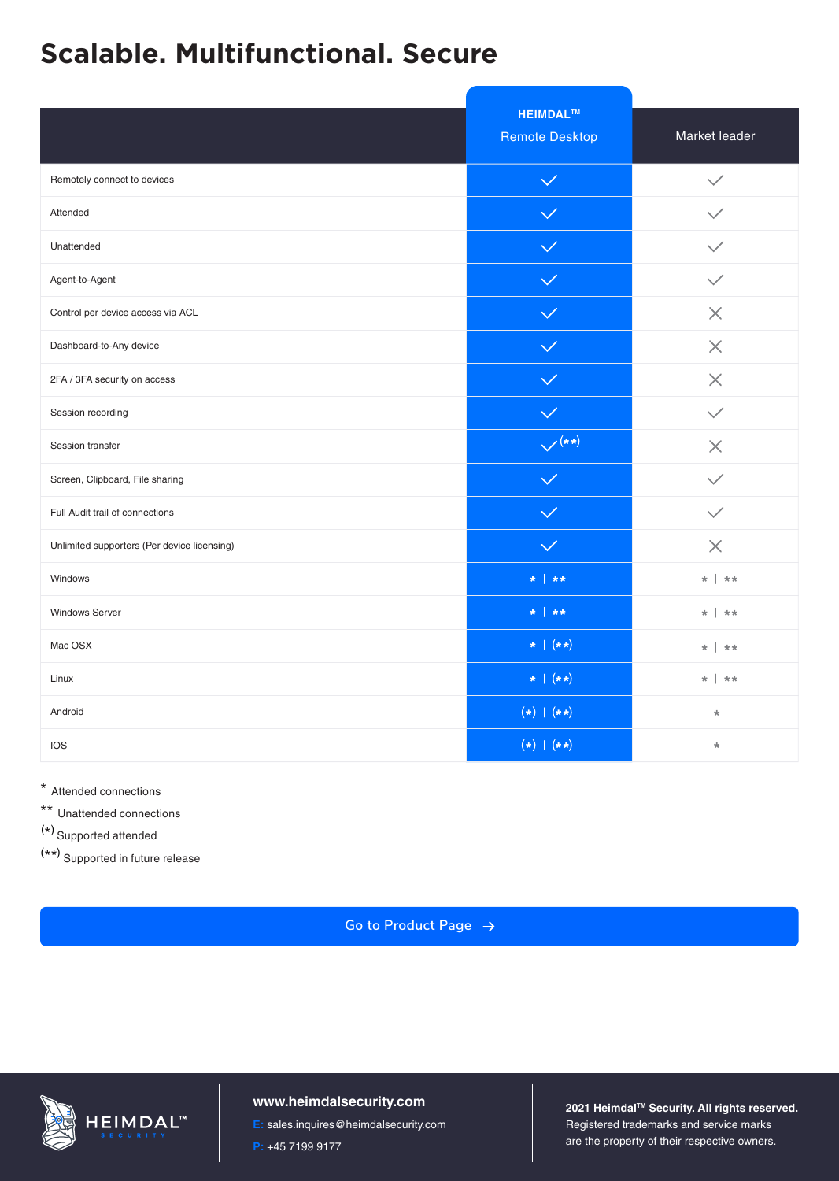# Scalable. Multifunctional. Secure

| | HEIMDAL™ Remote Desktop | Market leader |
|---|---|---|
| Remotely connect to devices | ✓ | ✓ |
| Attended | ✓ | ✓ |
| Unattended | ✓ | ✓ |
| Agent-to-Agent | ✓ | ✓ |
| Control per device access via ACL | ✓ | ✗ |
| Dashboard-to-Any device | ✓ | ✗ |
| 2FA / 3FA security on access | ✓ | ✗ |
| Session recording | ✓ | ✓ |
| Session transfer | ✓ (**) | ✗ |
| Screen, Clipboard, File sharing | ✓ | ✓ |
| Full Audit trail of connections | ✓ | ✓ |
| Unlimited supporters (Per device licensing) | ✓ | ✗ |
| Windows | * \| ** | * \| ** |
| Windows Server | * \| ** | * \| ** |
| Mac OSX | * \| (**) | * \| ** |
| Linux | * \| (**) | * \| ** |
| Android | (*) \| (**) | * |
| IOS | (*) \| (**) | * |

* Attended connections

** Unattended connections

(*) Supported attended

(**) Supported in future release

Go to Product Page →

HEIMDAL™ SECURITY

www.heimdalsecurity.com

E: sales.inquires@heimdalsecurity.com

P: +45 7199 9177

**2021 Heimdal™ Security. All rights reserved.**
Registered trademarks and service marks are the property of their respective owners.